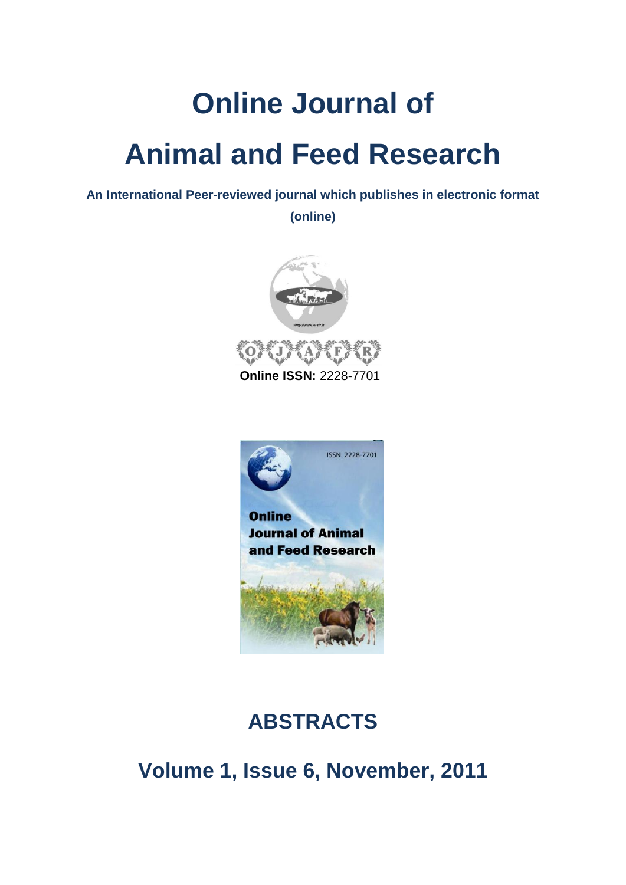# Online Journal of Animal and Feed Research

**An International Peer-reviewed journal which publishes in electronic format (online)**

**Online ISSN:** 2228-7701

## ABSTRACTS

## Volume 1, Issue 6, November, 2011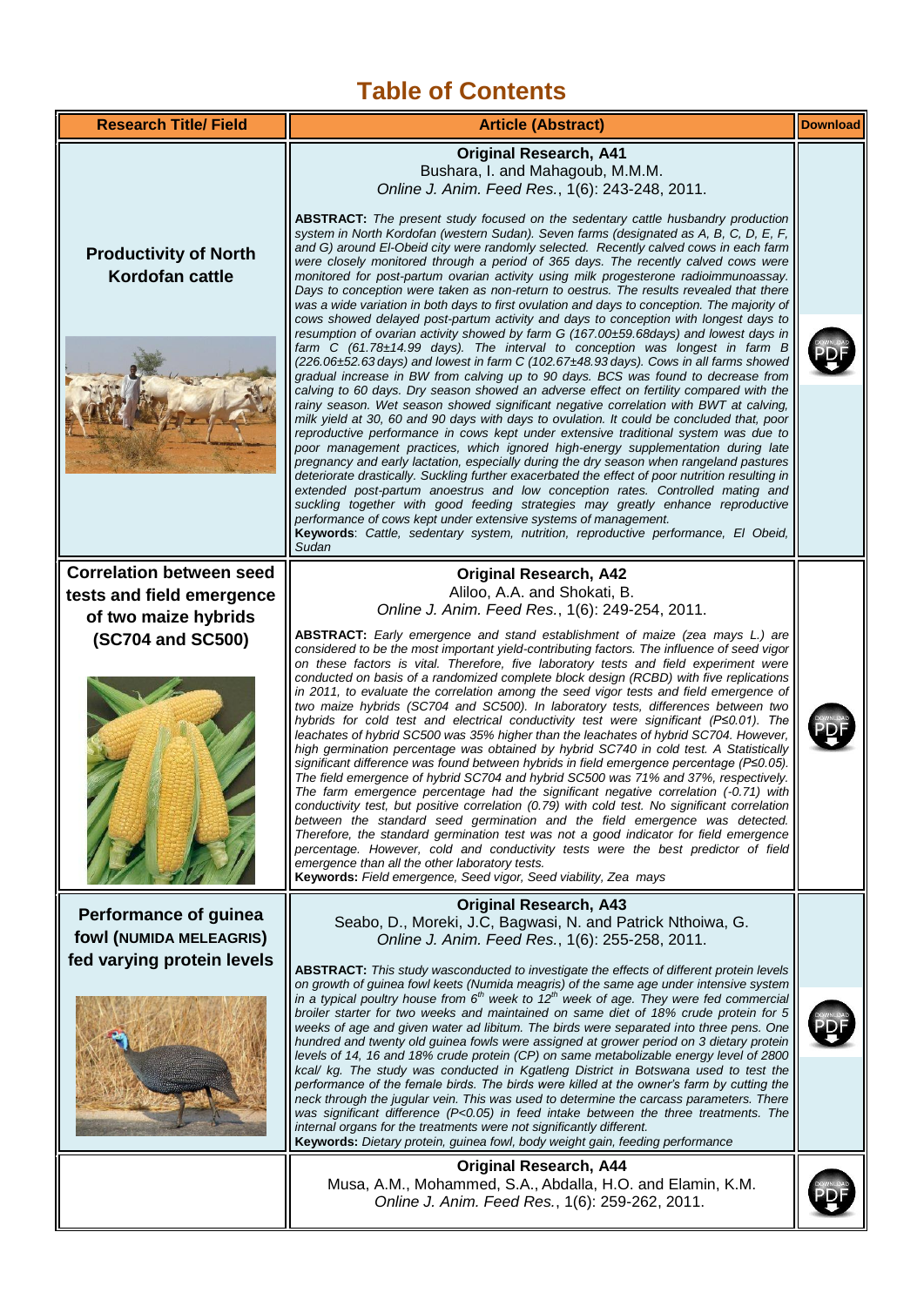# Table of Contents

| Research Title/ Field | Article (Abstract) | Download |
|---|---|---|
| **Productivity of North Kordofan cattle** | **Original Research, A41**<br>Bushara, I. and Mahagoub, M.M.M.<br>*Online J. Anim. Feed Res.*, 1(6): 243-248, 2011.<br><br>**ABSTRACT:** *The present study focused on the sedentary cattle husbandry production system in North Kordofan (western Sudan). Seven farms (designated as A, B, C, D, E, F, and G) around El-Obeid city were randomly selected. Recently calved cows in each farm were closely monitored through a period of 365 days. The recently calved cows were monitored for post-partum ovarian activity using milk progesterone radioimmunoassay. Days to conception were taken as non-return to oestrus. The results revealed that there was a wide variation in both days to first ovulation and days to conception. The majority of cows showed delayed post-partum activity and days to conception with longest days to resumption of ovarian activity showed by farm G (167.00±59.68days) and lowest days in farm C (61.78±14.99 days). The interval to conception was longest in farm B (226.06±52.63 days) and lowest in farm C (102.67±48.93 days). Cows in all farms showed gradual increase in BW from calving up to 90 days. BCS was found to decrease from calving to 60 days. Dry season showed an adverse effect on fertility compared with the rainy season. Wet season showed significant negative correlation with BWT at calving, milk yield at 30, 60 and 90 days with days to ovulation. It could be concluded that, poor reproductive performance in cows kept under extensive traditional system was due to poor management practices, which ignored high-energy supplementation during late pregnancy and early lactation, especially during the dry season when rangeland pastures deteriorate drastically. Suckling further exacerbated the effect of poor nutrition resulting in extended post-partum anoestrus and low conception rates. Controlled mating and suckling together with good feeding strategies may greatly enhance reproductive performance of cows kept under extensive systems of management.*<br>**Keywords**: *Cattle, sedentary system, nutrition, reproductive performance, El Obeid, Sudan* | PDF |
| **Correlation between seed tests and field emergence of two maize hybrids (SC704 and SC500)** | **Original Research, A42**<br>Aliloo, A.A. and Shokati, B.<br>*Online J. Anim. Feed Res.*, 1(6): 249-254, 2011.<br><br>**ABSTRACT:** *Early emergence and stand establishment of maize (zea mays L.) are considered to be the most important yield-contributing factors. The influence of seed vigor on these factors is vital. Therefore, five laboratory tests and field experiment were conducted on basis of a randomized complete block design (RCBD) with five replications in 2011, to evaluate the correlation among the seed vigor tests and field emergence of two maize hybrids (SC704 and SC500). In laboratory tests, differences between two hybrids for cold test and electrical conductivity test were significant (P≤0.01). The leachates of hybrid SC500 was 35% higher than the leachates of hybrid SC704. However, high germination percentage was obtained by hybrid SC740 in cold test. A Statistically significant difference was found between hybrids in field emergence percentage (P≤0.05). The field emergence of hybrid SC704 and hybrid SC500 was 71% and 37%, respectively. The farm emergence percentage had the significant negative correlation (-0.71) with conductivity test, but positive correlation (0.79) with cold test. No significant correlation between the standard seed germination and the field emergence was detected. Therefore, the standard germination test was not a good indicator for field emergence percentage. However, cold and conductivity tests were the best predictor of field emergence than all the other laboratory tests.*<br>**Keywords:** *Field emergence, Seed vigor, Seed viability, Zea mays* | PDF |
| **Performance of guinea fowl (NUMIDA MELEAGRIS) fed varying protein levels** | **Original Research, A43**<br>Seabo, D., Moreki, J.C, Bagwasi, N. and Patrick Nthoiwa, G.<br>*Online J. Anim. Feed Res.*, 1(6): 255-258, 2011.<br><br>**ABSTRACT:** *This study wasconducted to investigate the effects of different protein levels on growth of guinea fowl keets (Numida meagris) of the same age under intensive system in a typical poultry house from 6th week to 12th week of age. They were fed commercial broiler starter for two weeks and maintained on same diet of 18% crude protein for 5 weeks of age and given water ad libitum. The birds were separated into three pens. One hundred and twenty old guinea fowls were assigned at grower period on 3 dietary protein levels of 14, 16 and 18% crude protein (CP) on same metabolizable energy level of 2800 kcal/ kg. The study was conducted in Kgatleng District in Botswana used to test the performance of the female birds. The birds were killed at the owner's farm by cutting the neck through the jugular vein. This was used to determine the carcass parameters. There was significant difference (P<0.05) in feed intake between the three treatments. The internal organs for the treatments were not significantly different.*<br>**Keywords:** *Dietary protein, guinea fowl, body weight gain, feeding performance* | PDF |
| | **Original Research, A44**<br>Musa, A.M., Mohammed, S.A., Abdalla, H.O. and Elamin, K.M.<br>*Online J. Anim. Feed Res.*, 1(6): 259-262, 2011. | PDF |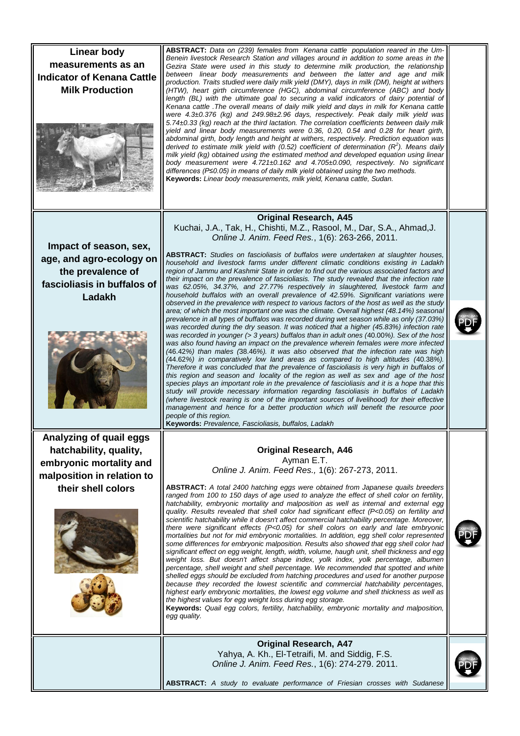## Linear body measurements as an Indicator of Kenana Cattle Milk Production

**ABSTRACT:** *Data on (239) females from Kenana cattle population reared in the Um-Benein livestock Research Station and villages around in addition to some areas in the Gezira State were used in this study to determine milk production, the relationship between linear body measurements and between the latter and age and milk production. Traits studied were daily milk yield (DMY), days in milk (DM), height at withers (HTW), heart girth circumference (HGC), abdominal circumference (ABC) and body length (BL) with the ultimate goal to securing a valid indicators of dairy potential of Kenana cattle .The overall means of daily milk yield and days in milk for Kenana cattle were 4.3±0.376 (kg) and 249.98±2.96 days, respectively. Peak daily milk yield was 5.74±0.33 (kg) reach at the third lactation. The correlation coefficients between daily milk yield and linear body measurements were 0.36, 0.20, 0.54 and 0.28 for heart girth, abdominal girth, body length and height at withers, respectively. Prediction equation was derived to estimate milk yield with (0.52) coefficient of determination ($R^2$). Means daily milk yield (kg) obtained using the estimated method and developed equation using linear body measurement were 4.721±0.162 and 4.705±0.090, respectively. No significant differences ($P \leq 0.05$) in means of daily milk yield obtained using the two methods.*

**Keywords:** *Linear body measurements, milk yield, Kenana cattle, Sudan.*

## Impact of season, sex, age, and agro-ecology on the prevalence of fascioliasis in buffalos of Ladakh

**Original Research, A45**

Kuchai, J.A., Tak, H., Chishti, M.Z., Rasool, M., Dar, S.A., Ahmad,J.

*Online J. Anim. Feed Res.*, 1(6): 263-266, 2011.

**ABSTRACT:** *Studies on fascioliasis of buffalos were undertaken at slaughter houses, household and livestock farms under different climatic conditions existing in Ladakh region of Jammu and Kashmir State in order to find out the various associated factors and their impact on the prevalence of fascioliasis. The study revealed that the infection rate was 62.05%, 34.37%, and 27.77% respectively in slaughtered, livestock farm and household buffalos with an overall prevalence of 42.59%. Significant variations were observed in the prevalence with respect to various factors of the host as well as the study area; of which the most important one was the climate. Overall highest (48.14%) seasonal prevalence in all types of buffalos was recorded during wet season while as only (37.03%) was recorded during the dry season. It was noticed that a higher (45.83%) infection rate was recorded in younger (> 3 years) buffalos than in adult ones (40.00%). Sex of the host was also found having an impact on the prevalence wherein females were more infected (46.42%) than males (38.46%). It was also observed that the infection rate was high (44.62%) in comparatively low land areas as compared to high altitudes (40.38%). Therefore it was concluded that the prevalence of fascioliasis is very high in buffalos of this region and season and locality of the region as well as sex and age of the host species plays an important role in the prevalence of fascioliasis and it is a hope that this study will provide necessary information regarding fascioliasis in buffalos of Ladakh (where livestock rearing is one of the important sources of livelihood) for their effective management and hence for a better production which will benefit the resource poor people of this region.*

**Keywords:** *Prevalence, Fascioliasis, buffalos, Ladakh*

## Analyzing of quail eggs hatchability, quality, embryonic mortality and malposition in relation to their shell colors

**Original Research, A46**

Ayman E.T.

*Online J. Anim. Feed Res.,* 1(6): 267-273, 2011.

**ABSTRACT:** *A total 2400 hatching eggs were obtained from Japanese quails breeders ranged from 100 to 150 days of age used to analyze the effect of shell color on fertility, hatchability, embryonic mortality and malposition as well as internal and external egg quality. Results revealed that shell color had significant effect ($P<0.05$) on fertility and scientific hatchability while it doesn't affect commercial hatchability percentage. Moreover, there were significant effects ($P<0.05$) for shell colors on early and late embryonic mortalities but not for mid embryonic mortalities. In addition, egg shell color represented some differences for embryonic malposition. Results also showed that egg shell color had significant effect on egg weight, length, width, volume, haugh unit, shell thickness and egg weight loss. But doesn't affect shape index, yolk index, yolk percentage, albumen percentage, shell weight and shell percentage. We recommended that spotted and white shelled eggs should be excluded from hatching procedures and used for another purpose because they recorded the lowest scientific and commercial hatchability percentages, highest early embryonic mortalities, the lowest egg volume and shell thickness as well as the highest values for egg weight loss during egg storage.*

**Keywords:** *Quail egg colors, fertility, hatchability, embryonic mortality and malposition, egg quality.*

**Original Research, A47**

Yahya, A. Kh., El-Tetraifi, M. and Siddig, F.S.

*Online J. Anim. Feed Res.*, 1(6): 274-279. 2011.

**ABSTRACT:** *A study to evaluate performance of Friesian crosses with Sudanese*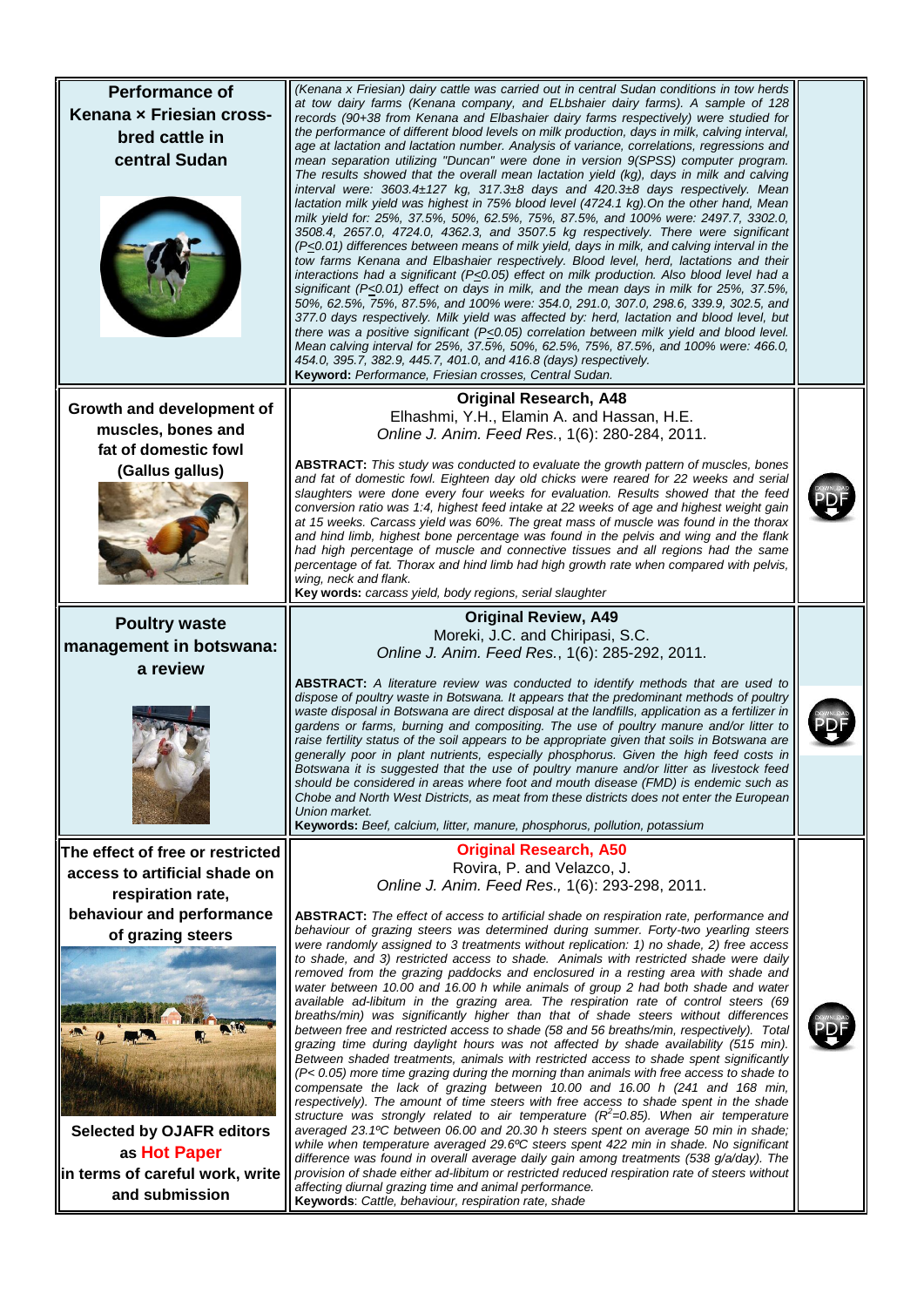## Performance of Kenana × Friesian cross-bred cattle in central Sudan

*(Kenana x Friesian) dairy cattle was carried out in central Sudan conditions in tow herds at tow dairy farms (Kenana company, and ELbshaier dairy farms). A sample of 128 records (90+38 from Kenana and Elbashaier dairy farms respectively) were studied for the performance of different blood levels on milk production, days in milk, calving interval, age at lactation and lactation number. Analysis of variance, correlations, regressions and mean separation utilizing "Duncan" were done in version 9(SPSS) computer program. The results showed that the overall mean lactation yield (kg), days in milk and calving interval were: 3603.4±127 kg, 317.3±8 days and 420.3±8 days respectively. Mean lactation milk yield was highest in 75% blood level (4724.1 kg).On the other hand, Mean milk yield for: 25%, 37.5%, 50%, 62.5%, 75%, 87.5%, and 100% were: 2497.7, 3302.0, 3508.4, 2657.0, 4724.0, 4362.3, and 3507.5 kg respectively. There were significant (P≤0.01) differences between means of milk yield, days in milk, and calving interval in the tow farms Kenana and Elbashaier respectively. Blood level, herd, lactations and their interactions had a significant (P≤0.05) effect on milk production. Also blood level had a significant (P≤0.01) effect on days in milk, and the mean days in milk for 25%, 37.5%, 50%, 62.5%, 75%, 87.5%, and 100% were: 354.0, 291.0, 307.0, 298.6, 339.9, 302.5, and 377.0 days respectively. Milk yield was affected by: herd, lactation and blood level, but there was a positive significant (P≤0.05) correlation between milk yield and blood level. Mean calving interval for 25%, 37.5%, 50%, 62.5%, 75%, 87.5%, and 100% were: 466.0, 454.0, 395.7, 382.9, 445.7, 401.0, and 416.8 (days) respectively.*

**Keyword:** *Performance, Friesian crosses, Central Sudan.*

---

## Growth and development of muscles, bones and fat of domestic fowl (Gallus gallus)

**Original Research, A48**

Elhashmi, Y.H., Elamin A. and Hassan, H.E.

*Online J. Anim. Feed Res.*, 1(6): 280-284, 2011.

**ABSTRACT:** *This study was conducted to evaluate the growth pattern of muscles, bones and fat of domestic fowl. Eighteen day old chicks were reared for 22 weeks and serial slaughters were done every four weeks for evaluation. Results showed that the feed conversion ratio was 1:4, highest feed intake at 22 weeks of age and highest weight gain at 15 weeks. Carcass yield was 60%. The great mass of muscle was found in the thorax and hind limb, highest bone percentage was found in the pelvis and wing and the flank had high percentage of muscle and connective tissues and all regions had the same percentage of fat. Thorax and hind limb had high growth rate when compared with pelvis, wing, neck and flank.*

**Key words:** *carcass yield, body regions, serial slaughter*

---

## Poultry waste management in botswana: a review

**Original Review, A49**

Moreki, J.C. and Chiripasi, S.C.

*Online J. Anim. Feed Res.*, 1(6): 285-292, 2011.

**ABSTRACT:** *A literature review was conducted to identify methods that are used to dispose of poultry waste in Botswana. It appears that the predominant methods of poultry waste disposal in Botswana are direct disposal at the landfills, application as a fertilizer in gardens or farms, burning and compositing. The use of poultry manure and/or litter to raise fertility status of the soil appears to be appropriate given that soils in Botswana are generally poor in plant nutrients, especially phosphorus. Given the high feed costs in Botswana it is suggested that the use of poultry manure and/or litter as livestock feed should be considered in areas where foot and mouth disease (FMD) is endemic such as Chobe and North West Districts, as meat from these districts does not enter the European Union market.*

**Keywords:** *Beef, calcium, litter, manure, phosphorus, pollution, potassium*

---

## The effect of free or restricted access to artificial shade on respiration rate, behaviour and performance of grazing steers

**Selected by OJAFR editors as Hot Paper in terms of careful work, write and submission**

**Original Research, A50**

Rovira, P. and Velazco, J.

*Online J. Anim. Feed Res.*, 1(6): 293-298, 2011.

**ABSTRACT:** *The effect of access to artificial shade on respiration rate, performance and behaviour of grazing steers were determined during summer. Forty-two yearling steers were randomly assigned to 3 treatments without replication: 1) no shade, 2) free access to shade, and 3) restricted access to shade. Animals with restricted shade were daily removed from the grazing paddocks and enclosured in a resting area with shade and water between 10.00 and 16.00 h while animals of group 2 had both shade and water available ad-libitum in the grazing area. The respiration rate of control steers (69 breaths/min) was significantly higher than that of shade steers without differences between free and restricted access to shade (58 and 56 breaths/min, respectively). Total grazing time during daylight hours was not affected by shade availability (515 min). Between shaded treatments, animals with restricted access to shade spent significantly (P< 0.05) more time grazing during the morning than animals with free access to shade to compensate the lack of grazing between 10.00 and 16.00 h (241 and 168 min, respectively). The amount of time steers with free access to shade spent in the shade structure was strongly related to air temperature ($R^2$=0.85). When air temperature averaged 23.1ºC between 06.00 and 20.30 h steers spent on average 50 min in shade; while when temperature averaged 29.6ºC steers spent 422 min in shade. No significant difference was found in overall average daily gain among treatments (538 g/a/day). The provision of shade either ad-libitum or restricted reduced respiration rate of steers without affecting diurnal grazing time and animal performance.*

**Keywords**: *Cattle, behaviour, respiration rate, shade*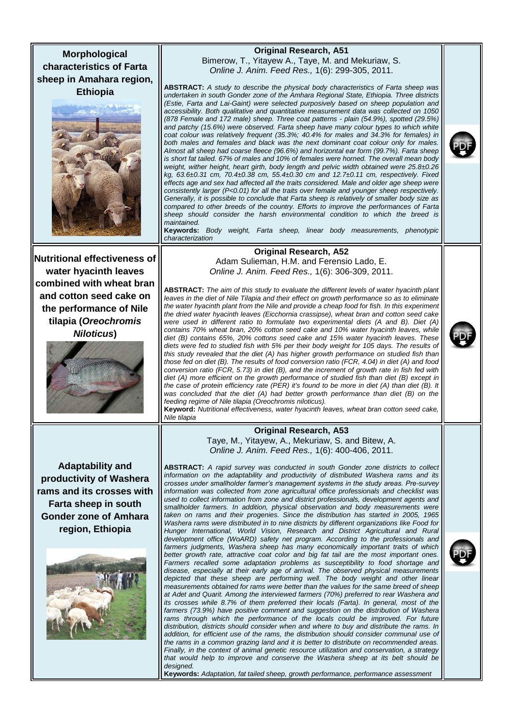## Morphological characteristics of Farta sheep in Amahara region, Ethiopia

**Original Research, A51**

Bimerow, T., Yitayew A., Taye, M. and Mekuriaw, S.

*Online J. Anim. Feed Res.,* 1(6): 299-305, 2011.

**ABSTRACT:** *A study to describe the physical body characteristics of Farta sheep was undertaken in south Gonder zone of the Amhara Regional State, Ethiopia. Three districts (Estie, Farta and Lai-Gaint) were selected purposively based on sheep population and accessibility. Both qualitative and quantitative measurement data was collected on 1050 (878 Female and 172 male) sheep. Three coat patterns - plain (54.9%), spotted (29.5%) and patchy (15.6%) were observed. Farta sheep have many colour types to which white coat colour was relatively frequent (35.3%; 40.4% for males and 34.3% for females) in both males and females and black was the next dominant coat colour only for males. Almost all sheep had coarse fleece (96.6%) and horizontal ear form (99.7%). Farta sheep is short fat tailed. 67% of males and 10% of females were horned. The overall mean body weight, wither height, heart girth, body length and pelvic width obtained were 25.8±0.26 kg, 63.6±0.31 cm, 70.4±0.38 cm, 55.4±0.30 cm and 12.7±0.11 cm, respectively. Fixed effects age and sex had affected all the traits considered. Male and older age sheep were consistently larger (P<0.01) for all the traits over female and younger sheep respectively. Generally, it is possible to conclude that Farta sheep is relatively of smaller body size as compared to other breeds of the country. Efforts to improve the performances of Farta sheep should consider the harsh environmental condition to which the breed is maintained.*

**Keywords:** *Body weight, Farta sheep, linear body measurements, phenotypic characterization*

## Nutritional effectiveness of water hyacinth leaves combined with wheat bran and cotton seed cake on the performance of Nile tilapia (*Oreochromis Niloticus*)

**Original Research, A52**

Adam Sulieman, H.M. and Ferensio Lado, E.

*Online J. Anim. Feed Res.,* 1(6): 306-309, 2011.

**ABSTRACT:** *The aim of this study to evaluate the different levels of water hyacinth plant leaves in the diet of Nile Tilapia and their effect on growth performance so as to eliminate the water hyacinth plant from the Nile and provide a cheap food for fish. In this experiment the dried water hyacinth leaves (Eicchornia crassipse), wheat bran and cotton seed cake were used in different ratio to formulate two experimental diets (A and B). Diet (A) contains 70% wheat bran, 20% cotton seed cake and 10% water hyacinth leaves, while diet (B) contains 65%, 20% cottons seed cake and 15% water hyacinth leaves. These diets were fed to studied fish with 5% per their body weight for 105 days. The results of this study revealed that the diet (A) has higher growth performance on studied fish than those fed on diet (B). The results of food conversion ratio (FCR, 4.04) in diet (A) and food conversion ratio (FCR, 5.73) in diet (B), and the increment of growth rate in fish fed with diet (A) more efficient on the growth performance of studied fish than diet (B) except in the case of protein efficiency rate (PER) it's found to be more in diet (A) than diet (B). It was concluded that the diet (A) had better growth performance than diet (B) on the feeding regime of Nile tilapia (Oreochromis niloticus).*

**Keyword:** *Nutritional effectiveness, water hyacinth leaves, wheat bran cotton seed cake, Nile tilapia*

## Adaptability and productivity of Washera rams and its crosses with Farta sheep in south Gonder zone of Amhara region, Ethiopia

**Original Research, A53**

Taye, M., Yitayew, A., Mekuriaw, S. and Bitew, A.

*Online J. Anim. Feed Res.,* 1(6): 400-406, 2011.

**ABSTRACT:** *A rapid survey was conducted in south Gonder zone districts to collect information on the adaptability and productivity of distributed Washera rams and its crosses under smallholder farmer's management systems in the study areas. Pre-survey information was collected from zone agricultural office professionals and checklist was used to collect information from zone and district professionals, development agents and smallholder farmers. In addition, physical observation and body measurements were taken on rams and their progenies. Since the distribution has started in 2005, 1965 Washera rams were distributed in to nine districts by different organizations like Food for Hunger International, World Vision, Research and District Agricultural and Rural development office (WoARD) safety net program. According to the professionals and farmers judgments, Washera sheep has many economically important traits of which better growth rate, attractive coat color and big fat tail are the most important ones. Farmers recalled some adaptation problems as susceptibility to food shortage and disease, especially at their early age of arrival. The observed physical measurements depicted that these sheep are performing well. The body weight and other linear measurements obtained for rams were better than the values for the same breed of sheep at Adet and Quarit. Among the interviewed farmers (70%) preferred to rear Washera and its crosses while 8.7% of them preferred their locals (Farta). In general, most of the farmers (73.9%) have positive comment and suggestion on the distribution of Washera rams through which the performance of the locals could be improved. For future distribution, districts should consider when and where to buy and distribute the rams. In addition, for efficient use of the rams, the distribution should consider communal use of the rams in a common grazing land and it is better to distribute on recommended areas. Finally, in the context of animal genetic resource utilization and conservation, a strategy that would help to improve and conserve the Washera sheep at its belt should be designed.*

**Keywords:** *Adaptation, fat tailed sheep, growth performance, performance assessment*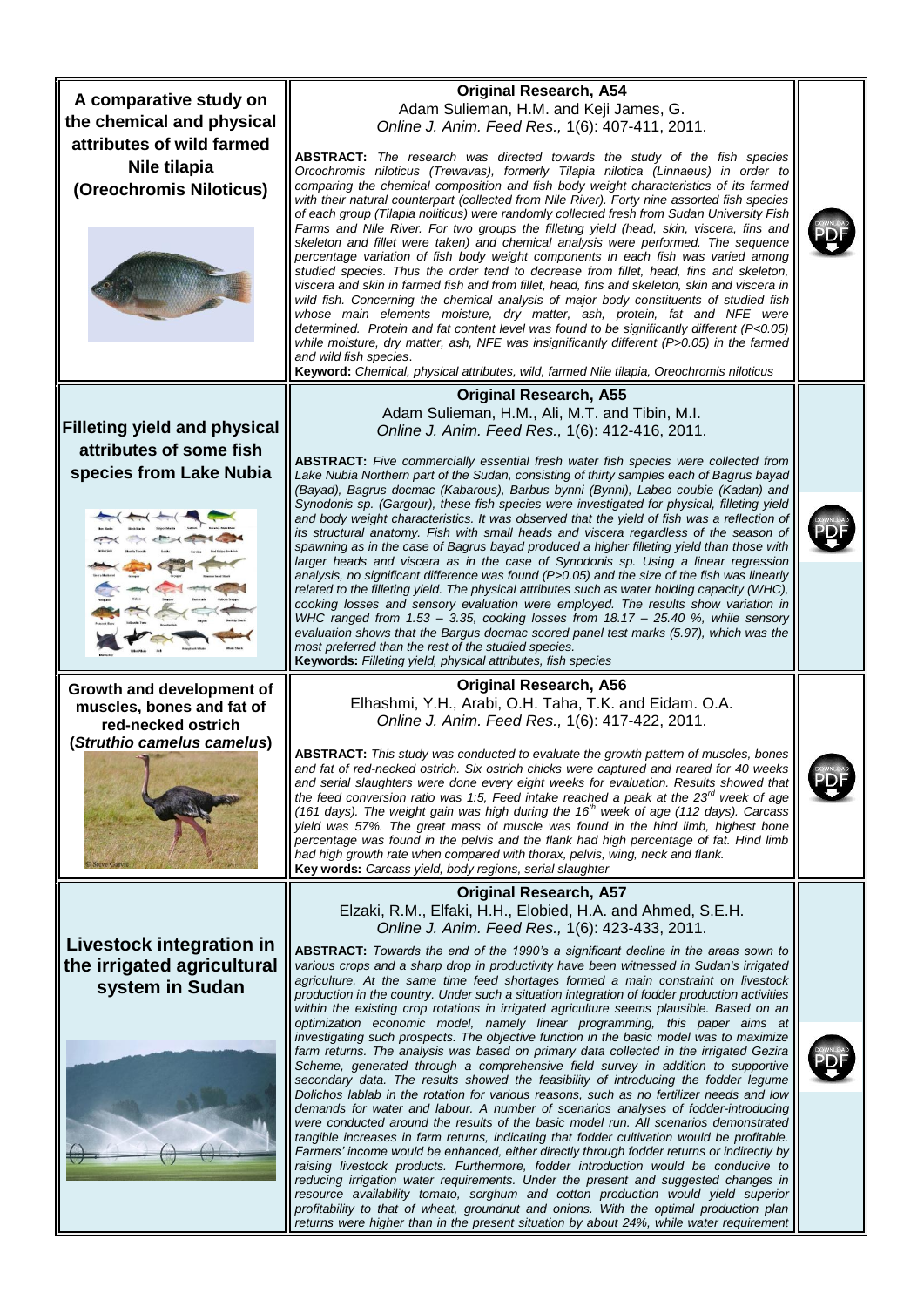## A comparative study on the chemical and physical attributes of wild farmed Nile tilapia (Oreochromis Niloticus)

**Original Research, A54**

Adam Sulieman, H.M. and Keji James, G.

*Online J. Anim. Feed Res.,* 1(6): 407-411, 2011.

**ABSTRACT:** *The research was directed towards the study of the fish species Orcochromis niloticus (Trewavas), formerly Tilapia nilotica (Linnaeus) in order to comparing the chemical composition and fish body weight characteristics of its farmed with their natural counterpart (collected from Nile River). Forty nine assorted fish species of each group (Tilapia noliticus) were randomly collected fresh from Sudan University Fish Farms and Nile River. For two groups the filleting yield (head, skin, viscera, fins and skeleton and fillet were taken) and chemical analysis were performed. The sequence percentage variation of fish body weight components in each fish was varied among studied species. Thus the order tend to decrease from fillet, head, fins and skeleton, viscera and skin in farmed fish and from fillet, head, fins and skeleton, skin and viscera in wild fish. Concerning the chemical analysis of major body constituents of studied fish whose main elements moisture, dry matter, ash, protein, fat and NFE were determined. Protein and fat content level was found to be significantly different (P<0.05) while moisture, dry matter, ash, NFE was insignificantly different (P>0.05) in the farmed and wild fish species.*

**Keyword:** *Chemical, physical attributes, wild, farmed Nile tilapia, Oreochromis niloticus*

## Filleting yield and physical attributes of some fish species from Lake Nubia

**Original Research, A55**

Adam Sulieman, H.M., Ali, M.T. and Tibin, M.I.

*Online J. Anim. Feed Res.,* 1(6): 412-416, 2011.

**ABSTRACT:** *Five commercially essential fresh water fish species were collected from Lake Nubia Northern part of the Sudan, consisting of thirty samples each of Bagrus bayad (Bayad), Bagrus docmac (Kabarous), Barbus bynni (Bynni), Labeo coubie (Kadan) and Synodonis sp. (Gargour), these fish species were investigated for physical, filleting yield and body weight characteristics. It was observed that the yield of fish was a reflection of its structural anatomy. Fish with small heads and viscera regardless of the season of spawning as in the case of Bagrus bayad produced a higher filleting yield than those with larger heads and viscera as in the case of Synodonis sp. Using a linear regression analysis, no significant difference was found (P>0.05) and the size of the fish was linearly related to the filleting yield. The physical attributes such as water holding capacity (WHC), cooking losses and sensory evaluation were employed. The results show variation in WHC ranged from 1.53 – 3.35, cooking losses from 18.17 – 25.40 %, while sensory evaluation shows that the Bargus docmac scored panel test marks (5.97), which was the most preferred than the rest of the studied species.*

**Keywords:** *Filleting yield, physical attributes, fish species*

## Growth and development of muscles, bones and fat of red-necked ostrich (*Struthio camelus camelus*)

**Original Research, A56**

Elhashmi, Y.H., Arabi, O.H. Taha, T.K. and Eidam. O.A.

*Online J. Anim. Feed Res.,* 1(6): 417-422, 2011.

**ABSTRACT:** *This study was conducted to evaluate the growth pattern of muscles, bones and fat of red-necked ostrich. Six ostrich chicks were captured and reared for 40 weeks and serial slaughters were done every eight weeks for evaluation. Results showed that the feed conversion ratio was 1:5, Feed intake reached a peak at the 23rd week of age (161 days). The weight gain was high during the 16th week of age (112 days). Carcass yield was 57%. The great mass of muscle was found in the hind limb, highest bone percentage was found in the pelvis and the flank had high percentage of fat. Hind limb had high growth rate when compared with thorax, pelvis, wing, neck and flank.*

**Key words:** *Carcass yield, body regions, serial slaughter*

## Livestock integration in the irrigated agricultural system in Sudan

**Original Research, A57**

Elzaki, R.M., Elfaki, H.H., Elobied, H.A. and Ahmed, S.E.H.

*Online J. Anim. Feed Res.,* 1(6): 423-433, 2011.

**ABSTRACT:** *Towards the end of the 1990's a significant decline in the areas sown to various crops and a sharp drop in productivity have been witnessed in Sudan's irrigated agriculture. At the same time feed shortages formed a main constraint on livestock production in the country. Under such a situation integration of fodder production activities within the existing crop rotations in irrigated agriculture seems plausible. Based on an optimization economic model, namely linear programming, this paper aims at investigating such prospects. The objective function in the basic model was to maximize farm returns. The analysis was based on primary data collected in the irrigated Gezira Scheme, generated through a comprehensive field survey in addition to supportive secondary data. The results showed the feasibility of introducing the fodder legume Dolichos lablab in the rotation for various reasons, such as no fertilizer needs and low demands for water and labour. A number of scenarios analyses of fodder-introducing were conducted around the results of the basic model run. All scenarios demonstrated tangible increases in farm returns, indicating that fodder cultivation would be profitable. Farmers' income would be enhanced, either directly through fodder returns or indirectly by raising livestock products. Furthermore, fodder introduction would be conducive to reducing irrigation water requirements. Under the present and suggested changes in resource availability tomato, sorghum and cotton production would yield superior profitability to that of wheat, groundnut and onions. With the optimal production plan returns were higher than in the present situation by about 24%, while water requirement*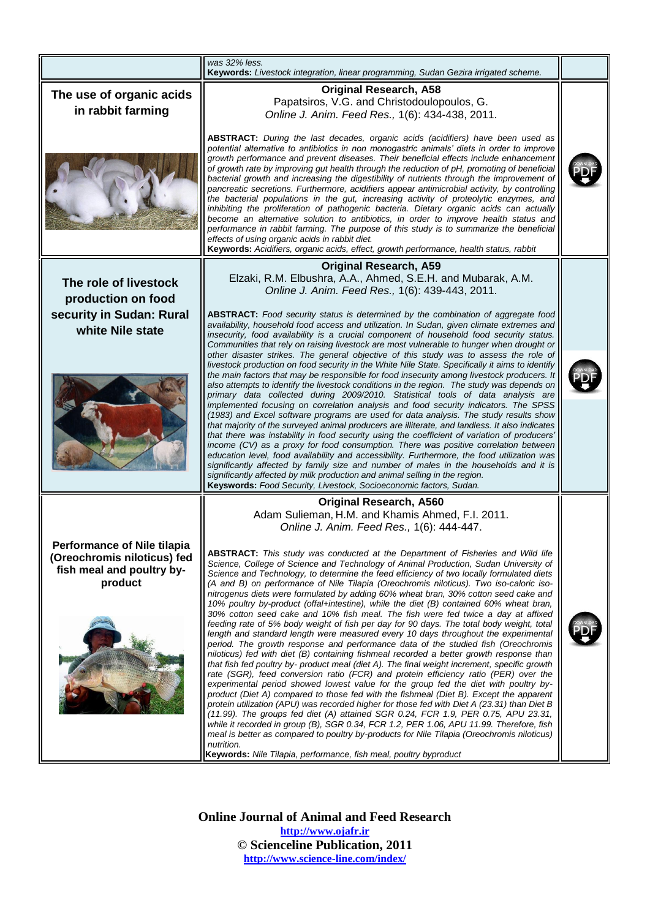was 32% less.
**Keywords:** *Livestock integration, linear programming, Sudan Gezira irrigated scheme.*

## The use of organic acids in rabbit farming

**Original Research, A58**
Papatsiros, V.G. and Christodoulopoulos, G.
*Online J. Anim. Feed Res.,* 1(6): 434-438, 2011.

**ABSTRACT:** *During the last decades, organic acids (acidifiers) have been used as potential alternative to antibiotics in non monogastric animals' diets in order to improve growth performance and prevent diseases. Their beneficial effects include enhancement of growth rate by improving gut health through the reduction of pH, promoting of beneficial bacterial growth and increasing the digestibility of nutrients through the improvement of pancreatic secretions. Furthermore, acidifiers appear antimicrobial activity, by controlling the bacterial populations in the gut, increasing activity of proteolytic enzymes, and inhibiting the proliferation of pathogenic bacteria. Dietary organic acids can actually become an alternative solution to antibiotics, in order to improve health status and performance in rabbit farming. The purpose of this study is to summarize the beneficial effects of using organic acids in rabbit diet.*
**Keywords:** *Acidifiers, organic acids, effect, growth performance, health status, rabbit*

## The role of livestock production on food security in Sudan: Rural white Nile state

**Original Research, A59**
Elzaki, R.M. Elbushra, A.A., Ahmed, S.E.H. and Mubarak, A.M.
*Online J. Anim. Feed Res.,* 1(6): 439-443, 2011.

**ABSTRACT:** *Food security status is determined by the combination of aggregate food availability, household food access and utilization. In Sudan, given climate extremes and insecurity, food availability is a crucial component of household food security status. Communities that rely on raising livestock are most vulnerable to hunger when drought or other disaster strikes. The general objective of this study was to assess the role of livestock production on food security in the White Nile State. Specifically it aims to identify the main factors that may be responsible for food insecurity among livestock producers. It also attempts to identify the livestock conditions in the region. The study was depends on primary data collected during 2009/2010. Statistical tools of data analysis are implemented focusing on correlation analysis and food security indicators. The SPSS (1983) and Excel software programs are used for data analysis. The study results show that majority of the surveyed animal producers are illiterate, and landless. It also indicates that there was instability in food security using the coefficient of variation of producers' income (CV) as a proxy for food consumption. There was positive correlation between education level, food availability and accessibility. Furthermore, the food utilization was significantly affected by family size and number of males in the households and it is significantly affected by milk production and animal selling in the region.*
**Keyswords:** *Food Security, Livestock, Socioeconomic factors, Sudan.*

## Performance of Nile tilapia (Oreochromis niloticus) fed fish meal and poultry by-product

**Original Research, A560**
Adam Sulieman, H.M. and Khamis Ahmed, F.I. 2011.
*Online J. Anim. Feed Res.,* 1(6): 444-447.

**ABSTRACT:** *This study was conducted at the Department of Fisheries and Wild life Science, College of Science and Technology of Animal Production, Sudan University of Science and Technology, to determine the feed efficiency of two locally formulated diets (A and B) on performance of Nile Tilapia (Oreochromis niloticus). Two iso-caloric iso-nitrogenus diets were formulated by adding 60% wheat bran, 30% cotton seed cake and 10% poultry by-product (offal+intestine), while the diet (B) contained 60% wheat bran, 30% cotton seed cake and 10% fish meal. The fish were fed twice a day at affixed feeding rate of 5% body weight of fish per day for 90 days. The total body weight, total length and standard length were measured every 10 days throughout the experimental period. The growth response and performance data of the studied fish (Oreochromis niloticus) fed with diet (B) containing fishmeal recorded a better growth response than that fish fed poultry by- product meal (diet A). The final weight increment, specific growth rate (SGR), feed conversion ratio (FCR) and protein efficiency ratio (PER) over the experimental period showed lowest value for the group fed the diet with poultry by-product (Diet A) compared to those fed with the fishmeal (Diet B). Except the apparent protein utilization (APU) was recorded higher for those fed with Diet A (23.31) than Diet B (11.99). The groups fed diet (A) attained SGR 0.24, FCR 1.9, PER 0.75, APU 23.31, while it recorded in group (B), SGR 0.34, FCR 1.2, PER 1.06, APU 11.99. Therefore, fish meal is better as compared to poultry by-products for Nile Tilapia (Oreochromis niloticus) nutrition.*
**Keywords:** *Nile Tilapia, performance, fish meal, poultry byproduct*

**Online Journal of Animal and Feed Research**
**http://www.ojafr.ir**
**© Scienceline Publication, 2011**
**http://www.science-line.com/index/**